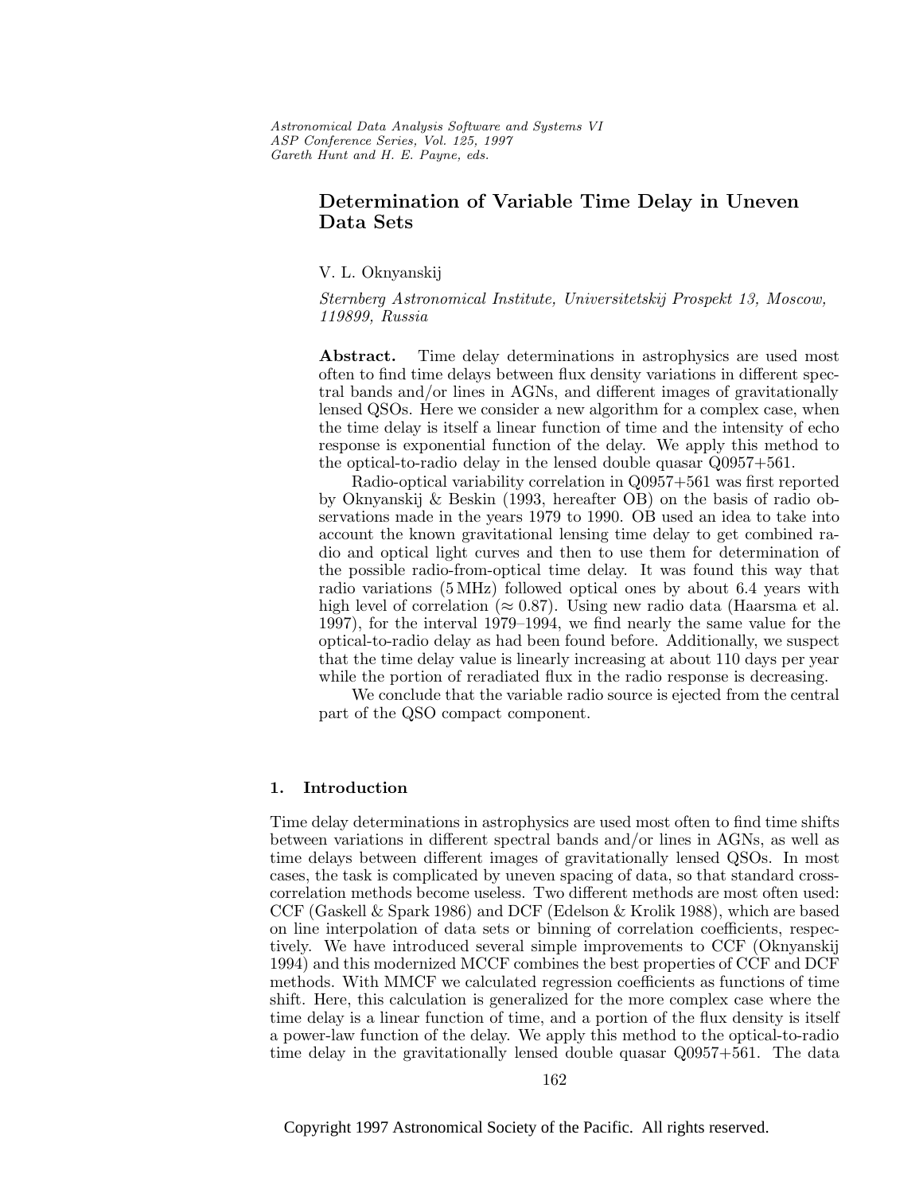Astronomical Data Analysis Software and Systems VI
ASP Conference Series, Vol. 125, 1997
Gareth Hunt and H. E. Payne, eds.

# Determination of Variable Time Delay in Uneven Data Sets

V. L. Oknyanskij

*Sternberg Astronomical Institute, Universitetskij Prospekt 13, Moscow, 119899, Russia*

**Abstract.** Time delay determinations in astrophysics are used most often to find time delays between flux density variations in different spectral bands and/or lines in AGNs, and different images of gravitationally lensed QSOs. Here we consider a new algorithm for a complex case, when the time delay is itself a linear function of time and the intensity of echo response is exponential function of the delay. We apply this method to the optical-to-radio delay in the lensed double quasar Q0957+561.

Radio-optical variability correlation in Q0957+561 was first reported by Oknyanskij & Beskin (1993, hereafter OB) on the basis of radio observations made in the years 1979 to 1990. OB used an idea to take into account the known gravitational lensing time delay to get combined radio and optical light curves and then to use them for determination of the possible radio-from-optical time delay. It was found this way that radio variations (5 MHz) followed optical ones by about 6.4 years with high level of correlation ($\approx 0.87$). Using new radio data (Haarsma et al. 1997), for the interval 1979–1994, we find nearly the same value for the optical-to-radio delay as had been found before. Additionally, we suspect that the time delay value is linearly increasing at about 110 days per year while the portion of reradiated flux in the radio response is decreasing.

We conclude that the variable radio source is ejected from the central part of the QSO compact component.

## 1. Introduction

Time delay determinations in astrophysics are used most often to find time shifts between variations in different spectral bands and/or lines in AGNs, as well as time delays between different images of gravitationally lensed QSOs. In most cases, the task is complicated by uneven spacing of data, so that standard cross-correlation methods become useless. Two different methods are most often used: CCF (Gaskell & Spark 1986) and DCF (Edelson & Krolik 1988), which are based on line interpolation of data sets or binning of correlation coefficients, respectively. We have introduced several simple improvements to CCF (Oknyanskij 1994) and this modernized MCCF combines the best properties of CCF and DCF methods. With MMCF we calculated regression coefficients as functions of time shift. Here, this calculation is generalized for the more complex case where the time delay is a linear function of time, and a portion of the flux density is itself a power-law function of the delay. We apply this method to the optical-to-radio time delay in the gravitationally lensed double quasar Q0957+561. The data

Copyright 1997 Astronomical Society of the Pacific. All rights reserved.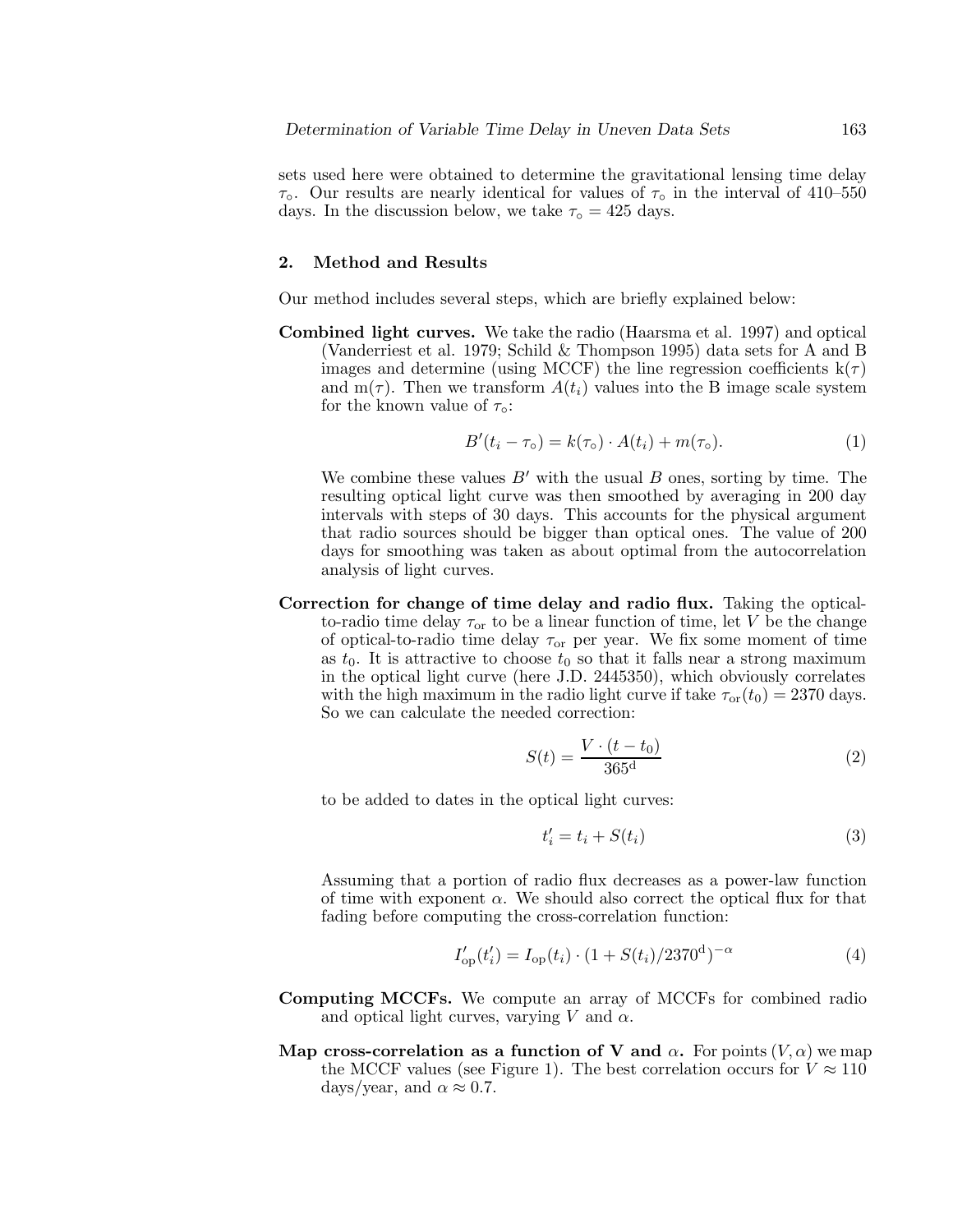sets used here were obtained to determine the gravitational lensing time delay $\tau_\circ$. Our results are nearly identical for values of $\tau_\circ$ in the interval of 410–550 days. In the discussion below, we take $\tau_\circ = 425$ days.

## 2. Method and Results

Our method includes several steps, which are briefly explained below:

**Combined light curves.** We take the radio (Haarsma et al. 1997) and optical (Vanderriest et al. 1979; Schild & Thompson 1995) data sets for A and B images and determine (using MCCF) the line regression coefficients $k(\tau)$ and $m(\tau)$. Then we transform $A(t_i)$ values into the B image scale system for the known value of $\tau_\circ$:

$$B'(t_i - \tau_\circ) = k(\tau_\circ) \cdot A(t_i) + m(\tau_\circ). \tag{1}$$

We combine these values $B'$ with the usual $B$ ones, sorting by time. The resulting optical light curve was then smoothed by averaging in 200 day intervals with steps of 30 days. This accounts for the physical argument that radio sources should be bigger than optical ones. The value of 200 days for smoothing was taken as about optimal from the autocorrelation analysis of light curves.

**Correction for change of time delay and radio flux.** Taking the optical-to-radio time delay $\tau_{\rm or}$ to be a linear function of time, let $V$ be the change of optical-to-radio time delay $\tau_{\rm or}$ per year. We fix some moment of time as $t_0$. It is attractive to choose $t_0$ so that it falls near a strong maximum in the optical light curve (here J.D. 2445350), which obviously correlates with the high maximum in the radio light curve if take $\tau_{\rm or}(t_0) = 2370$ days. So we can calculate the needed correction:

$$S(t) = \frac{V \cdot (t - t_0)}{365^{\rm d}} \tag{2}$$

to be added to dates in the optical light curves:

$$t_i' = t_i + S(t_i) \tag{3}$$

Assuming that a portion of radio flux decreases as a power-law function of time with exponent $\alpha$. We should also correct the optical flux for that fading before computing the cross-correlation function:

$$I_{\rm op}'(t_i') = I_{\rm op}(t_i) \cdot (1 + S(t_i)/2370^{\rm d})^{-\alpha} \tag{4}$$

**Computing MCCFs.** We compute an array of MCCFs for combined radio and optical light curves, varying $V$ and $\alpha$.

**Map cross-correlation as a function of V and $\alpha$.** For points $(V, \alpha)$ we map the MCCF values (see Figure 1). The best correlation occurs for $V \approx 110$ days/year, and $\alpha \approx 0.7$.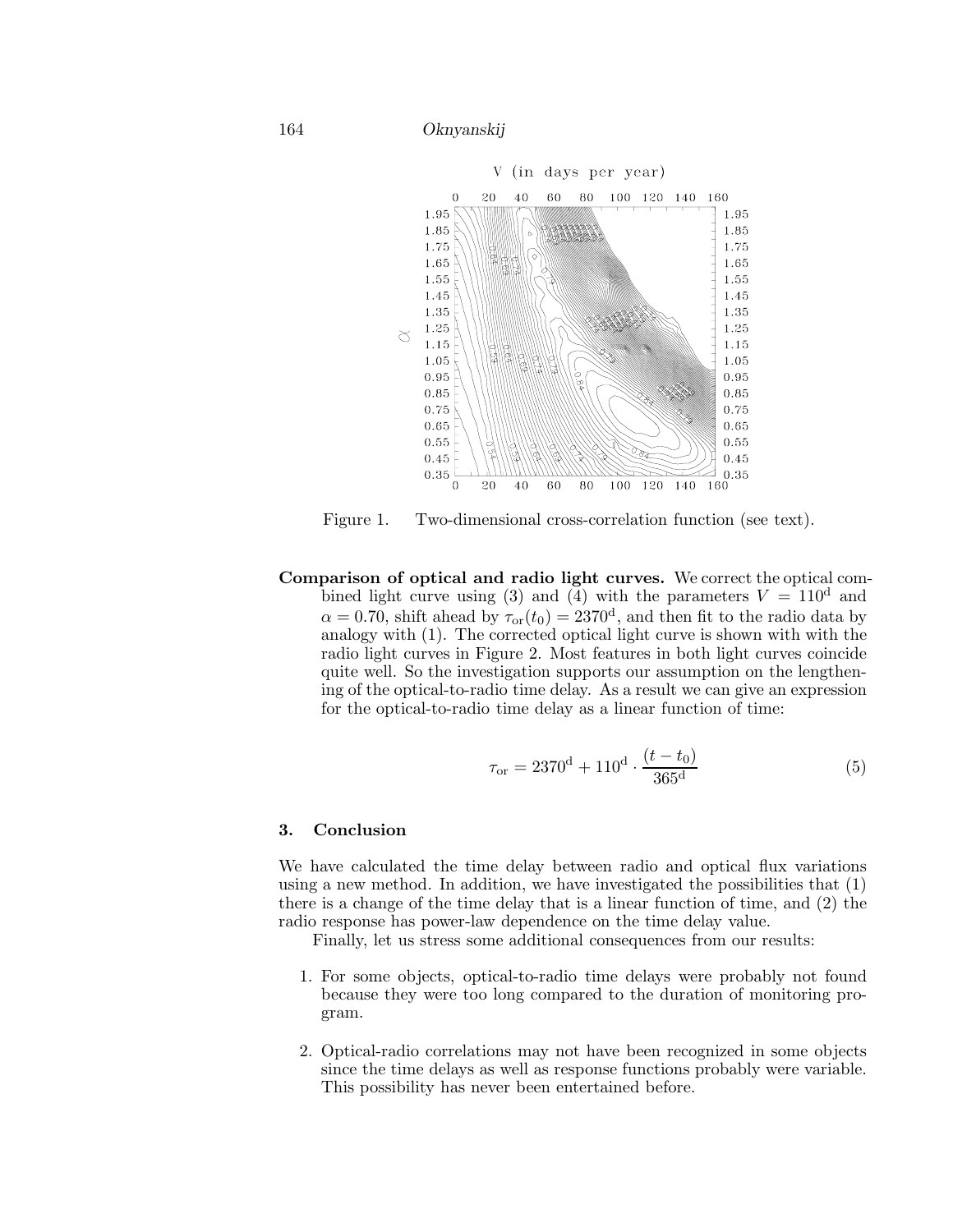Figure 1. Two-dimensional cross-correlation function (see text).

**Comparison of optical and radio light curves.** We correct the optical combined light curve using (3) and (4) with the parameters $V = 110^{\rm d}$ and $\alpha = 0.70$, shift ahead by $\tau_{\rm or}(t_0) = 2370^{\rm d}$, and then fit to the radio data by analogy with (1). The corrected optical light curve is shown with with the radio light curves in Figure 2. Most features in both light curves coincide quite well. So the investigation supports our assumption on the lengthening of the optical-to-radio time delay. As a result we can give an expression for the optical-to-radio time delay as a linear function of time:

$$\tau_{\rm or} = 2370^{\rm d} + 110^{\rm d} \cdot \frac{(t - t_0)}{365^{\rm d}} \tag{5}$$

## 3. Conclusion

We have calculated the time delay between radio and optical flux variations using a new method. In addition, we have investigated the possibilities that (1) there is a change of the time delay that is a linear function of time, and (2) the radio response has power-law dependence on the time delay value.

Finally, let us stress some additional consequences from our results:

1. For some objects, optical-to-radio time delays were probably not found because they were too long compared to the duration of monitoring program.

2. Optical-radio correlations may not have been recognized in some objects since the time delays as well as response functions probably were variable. This possibility has never been entertained before.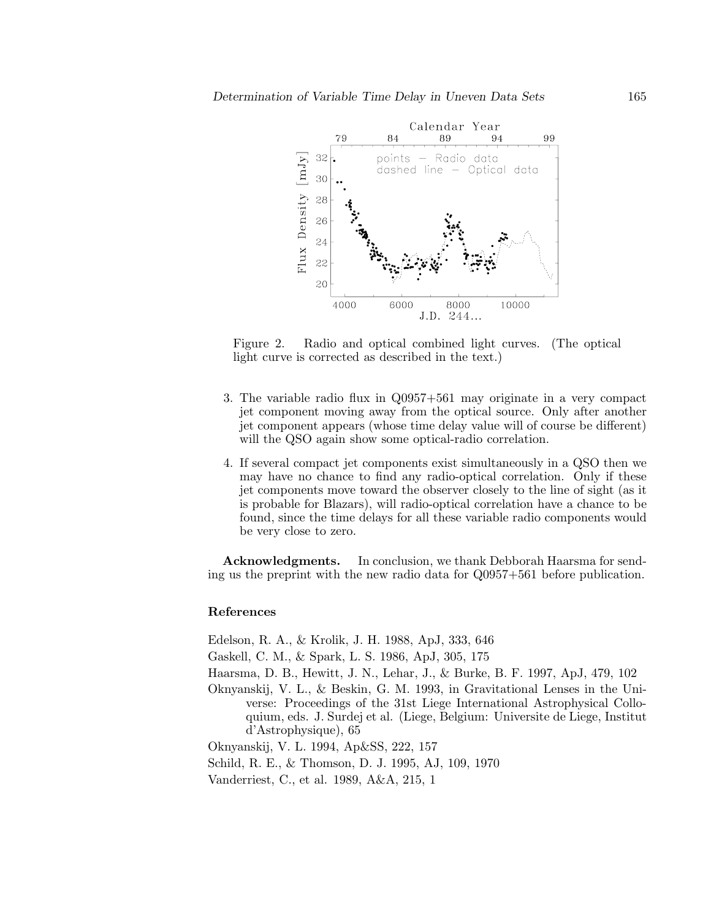Calendar Year

79 84 89 94 99

points – Radio data

dashed line – Optical data

Flux Density [mJy]

32 30 28 26 24 22 20

4000 6000 8000 10000

J.D. 244...

Figure 2. Radio and optical combined light curves. (The optical light curve is corrected as described in the text.)

3. The variable radio flux in Q0957+561 may originate in a very compact jet component moving away from the optical source. Only after another jet component appears (whose time delay value will of course be different) will the QSO again show some optical-radio correlation.

4. If several compact jet components exist simultaneously in a QSO then we may have no chance to find any radio-optical correlation. Only if these jet components move toward the observer closely to the line of sight (as it is probable for Blazars), will radio-optical correlation have a chance to be found, since the time delays for all these variable radio components would be very close to zero.

**Acknowledgments.** In conclusion, we thank Debborah Haarsma for sending us the preprint with the new radio data for Q0957+561 before publication.

### References

Edelson, R. A., & Krolik, J. H. 1988, ApJ, 333, 646

Gaskell, C. M., & Spark, L. S. 1986, ApJ, 305, 175

Haarsma, D. B., Hewitt, J. N., Lehar, J., & Burke, B. F. 1997, ApJ, 479, 102

Oknyanskij, V. L., & Beskin, G. M. 1993, in Gravitational Lenses in the Universe: Proceedings of the 31st Liege International Astrophysical Colloquium, eds. J. Surdej et al. (Liege, Belgium: Universite de Liege, Institut d'Astrophysique), 65

Oknyanskij, V. L. 1994, Ap&SS, 222, 157

Schild, R. E., & Thomson, D. J. 1995, AJ, 109, 1970

Vanderriest, C., et al. 1989, A&A, 215, 1